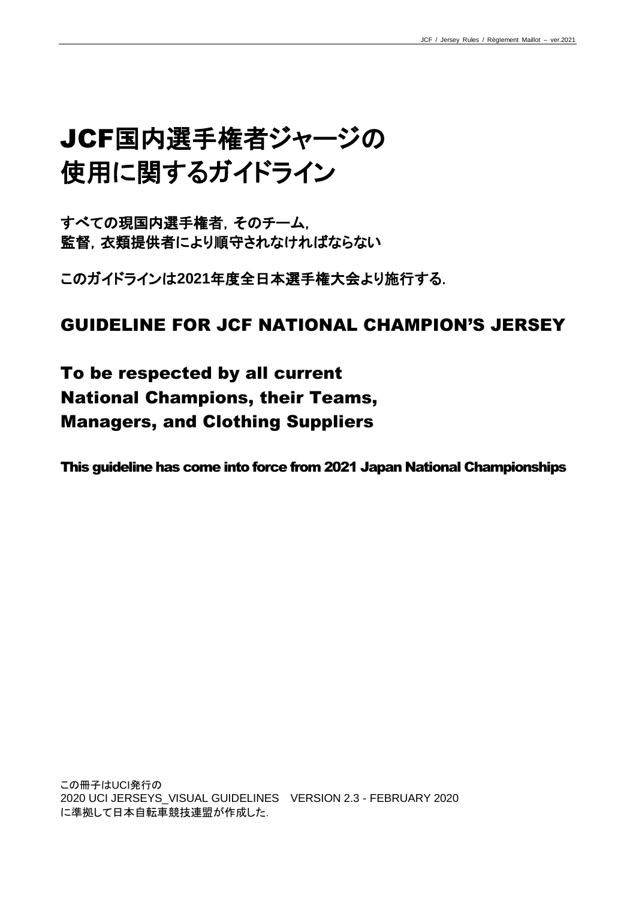# JCF国内選手権者ジャージの使用に関するガイドライン

**すべての現国内選手権者，そのチーム，監督，衣類提供者により順守されなければならない**

**このガイドラインは2021年度全日本選手権大会より施行する．**

## GUIDELINE FOR JCF NATIONAL CHAMPION'S JERSEY

## To be respected by all current National Champions, their Teams, Managers, and Clothing Suppliers

**This guideline has come into force from 2021 Japan National Championships**

この冊子はUCI発行の
2020 UCI JERSEYS_VISUAL GUIDELINES　VERSION 2.3 - FEBRUARY 2020
に準拠して日本自転車競技連盟が作成した．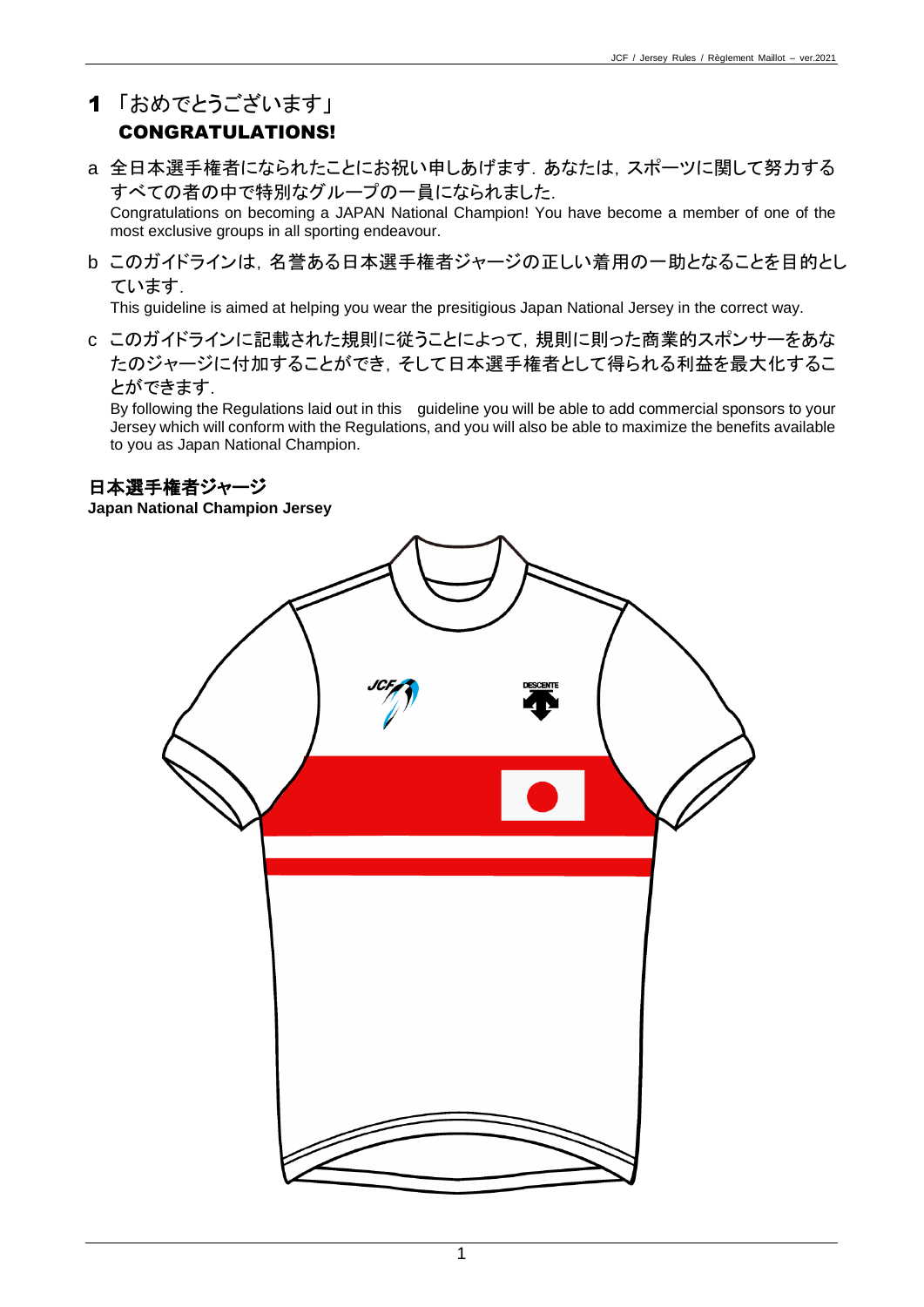# 1 「おめでとうございます」 CONGRATULATIONS!

a 全日本選手権者になられたことにお祝い申しあげます．あなたは，スポーツに関して努力するすべての者の中で特別なグループの一員になられました．
Congratulations on becoming a JAPAN National Champion! You have become a member of one of the most exclusive groups in all sporting endeavour.

b このガイドラインは，名誉ある日本選手権者ジャージの正しい着用の一助となることを目的としています．
This guideline is aimed at helping you wear the presitigious Japan National Jersey in the correct way.

c このガイドラインに記載された規則に従うことによって，規則に則った商業的スポンサーをあなたのジャージに付加することができ，そして日本選手権者として得られる利益を最大化することができます．
By following the Regulations laid out in this　guideline you will be able to add commercial sponsors to your Jersey which will conform with the Regulations, and you will also be able to maximize the benefits available to you as Japan National Champion.

## 日本選手権者ジャージ

**Japan National Champion Jersey**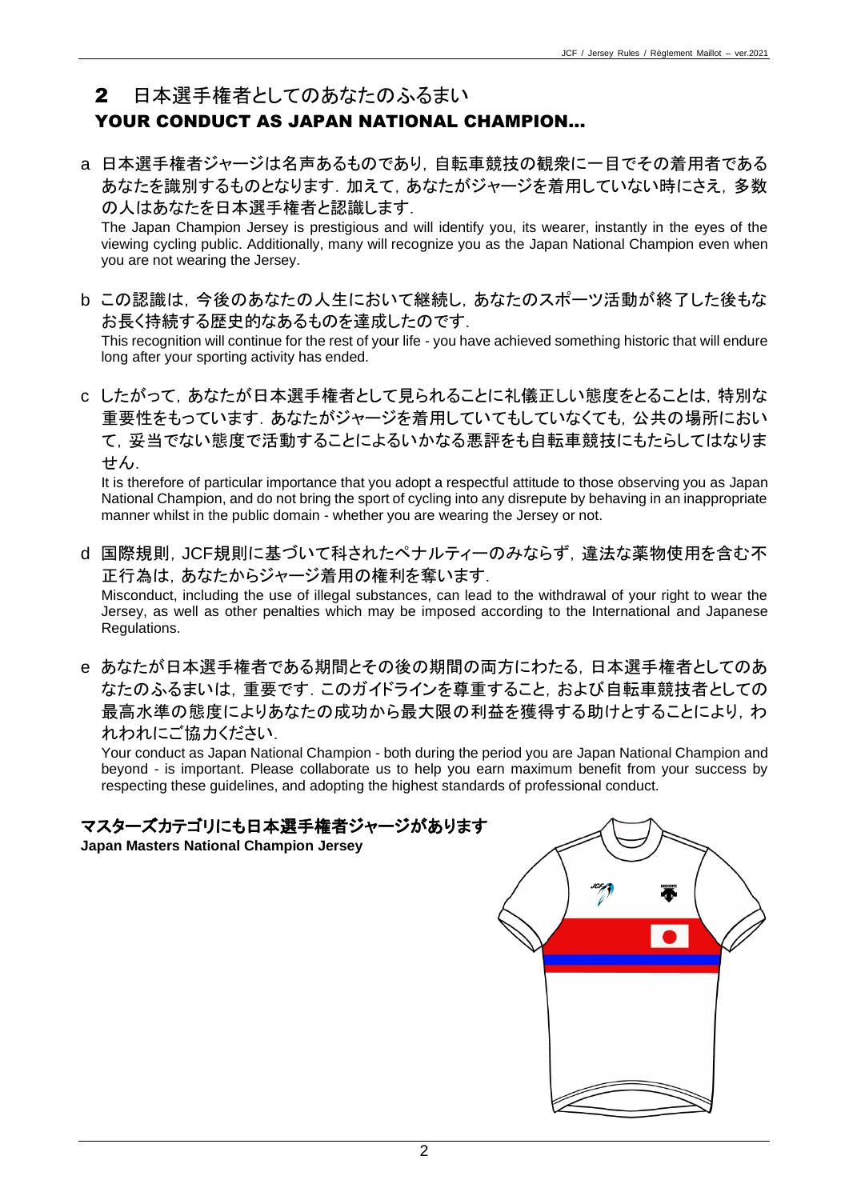## 2　日本選手権者としてのあなたのふるまい
## YOUR CONDUCT AS JAPAN NATIONAL CHAMPION...

a　日本選手権者ジャージは名声あるものであり，自転車競技の観衆に一目でその着用者であるあなたを識別するものとなります．加えて，あなたがジャージを着用していない時にさえ，多数の人はあなたを日本選手権者と認識します．

The Japan Champion Jersey is prestigious and will identify you, its wearer, instantly in the eyes of the viewing cycling public. Additionally, many will recognize you as the Japan National Champion even when you are not wearing the Jersey.

b　この認識は，今後のあなたの人生において継続し，あなたのスポーツ活動が終了した後もなお長く持続する歴史的なあるものを達成したのです．

This recognition will continue for the rest of your life - you have achieved something historic that will endure long after your sporting activity has ended.

c　したがって，あなたが日本選手権者として見られることに礼儀正しい態度をとることは，特別な重要性をもっています．あなたがジャージを着用していてもしていなくても，公共の場所において，妥当でない態度で活動することによるいかなる悪評をも自転車競技にもたらしてはなりません．

It is therefore of particular importance that you adopt a respectful attitude to those observing you as Japan National Champion, and do not bring the sport of cycling into any disrepute by behaving in an inappropriate manner whilst in the public domain - whether you are wearing the Jersey or not.

d　国際規則，JCF規則に基づいて科されたペナルティーのみならず，違法な薬物使用を含む不正行為は，あなたからジャージ着用の権利を奪います．

Misconduct, including the use of illegal substances, can lead to the withdrawal of your right to wear the Jersey, as well as other penalties which may be imposed according to the International and Japanese Regulations.

e　あなたが日本選手権者である期間とその後の期間の両方にわたる，日本選手権者としてのあなたのふるまいは，重要です．このガイドラインを尊重すること，および自転車競技者としての最高水準の態度によりあなたの成功から最大限の利益を獲得する助けとすることにより，われわれにご協力ください．

Your conduct as Japan National Champion - both during the period you are Japan National Champion and beyond - is important. Please collaborate us to help you earn maximum benefit from your success by respecting these guidelines, and adopting the highest standards of professional conduct.

**マスターズカテゴリにも日本選手権者ジャージがあります**
**Japan Masters National Champion Jersey**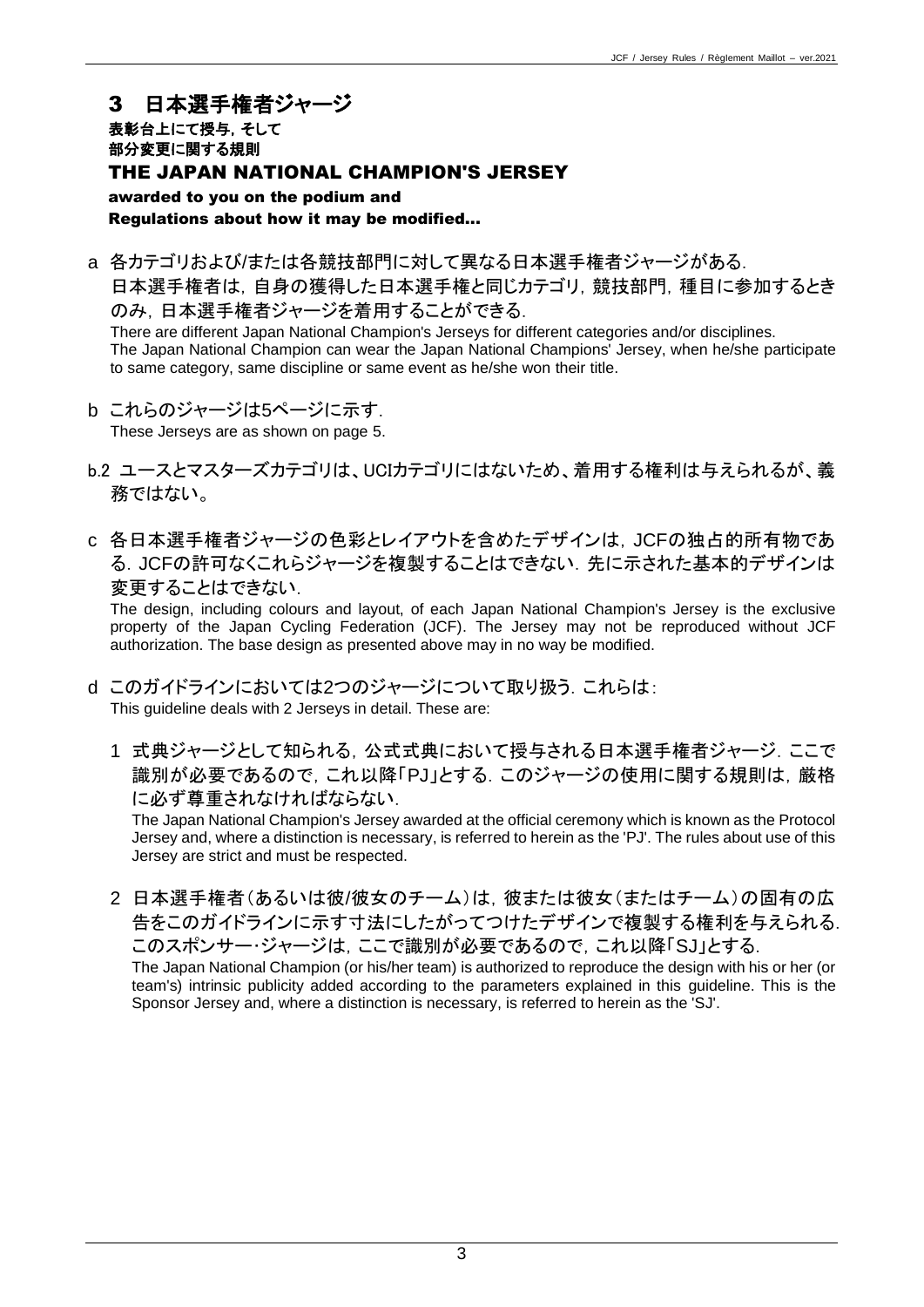# 3　日本選手権者ジャージ

**表彰台上にて授与，そして**
**部分変更に関する規則**

## THE JAPAN NATIONAL CHAMPION'S JERSEY

**awarded to you on the podium and**
**Regulations about how it may be modified...**

a　各カテゴリおよび/または各競技部門に対して異なる日本選手権者ジャージがある．
日本選手権者は，自身の獲得した日本選手権と同じカテゴリ，競技部門，種目に参加するときのみ，日本選手権者ジャージを着用することができる．
There are different Japan National Champion's Jerseys for different categories and/or disciplines.
The Japan National Champion can wear the Japan National Champions' Jersey, when he/she participate to same category, same discipline or same event as he/she won their title.

b　これらのジャージは5ページに示す．
These Jerseys are as shown on page 5.

b.2　ユースとマスターズカテゴリは、UCIカテゴリにはないため、着用する権利は与えられるが、義務ではない。

c　各日本選手権者ジャージの色彩とレイアウトを含めたデザインは，JCFの独占的所有物である．JCFの許可なくこれらジャージを複製することはできない．先に示された基本的デザインは変更することはできない．
The design, including colours and layout, of each Japan National Champion's Jersey is the exclusive property of the Japan Cycling Federation (JCF). The Jersey may not be reproduced without JCF authorization. The base design as presented above may in no way be modified.

d　このガイドラインにおいては2つのジャージについて取り扱う．これらは：
This guideline deals with 2 Jerseys in detail. These are:

1　式典ジャージとして知られる，公式式典において授与される日本選手権者ジャージ．ここで識別が必要であるので，これ以降「PJ」とする．このジャージの使用に関する規則は，厳格に必ず尊重されなければならない．
The Japan National Champion's Jersey awarded at the official ceremony which is known as the Protocol Jersey and, where a distinction is necessary, is referred to herein as the 'PJ'. The rules about use of this Jersey are strict and must be respected.

2　日本選手権者（あるいは彼/彼女のチーム）は，彼または彼女（またはチーム）の固有の広告をこのガイドラインに示す寸法にしたがってつけたデザインで複製する権利を与えられる．このスポンサー･ジャージは，ここで識別が必要であるので，これ以降「SJ」とする．
The Japan National Champion (or his/her team) is authorized to reproduce the design with his or her (or team's) intrinsic publicity added according to the parameters explained in this guideline. This is the Sponsor Jersey and, where a distinction is necessary, is referred to herein as the 'SJ'.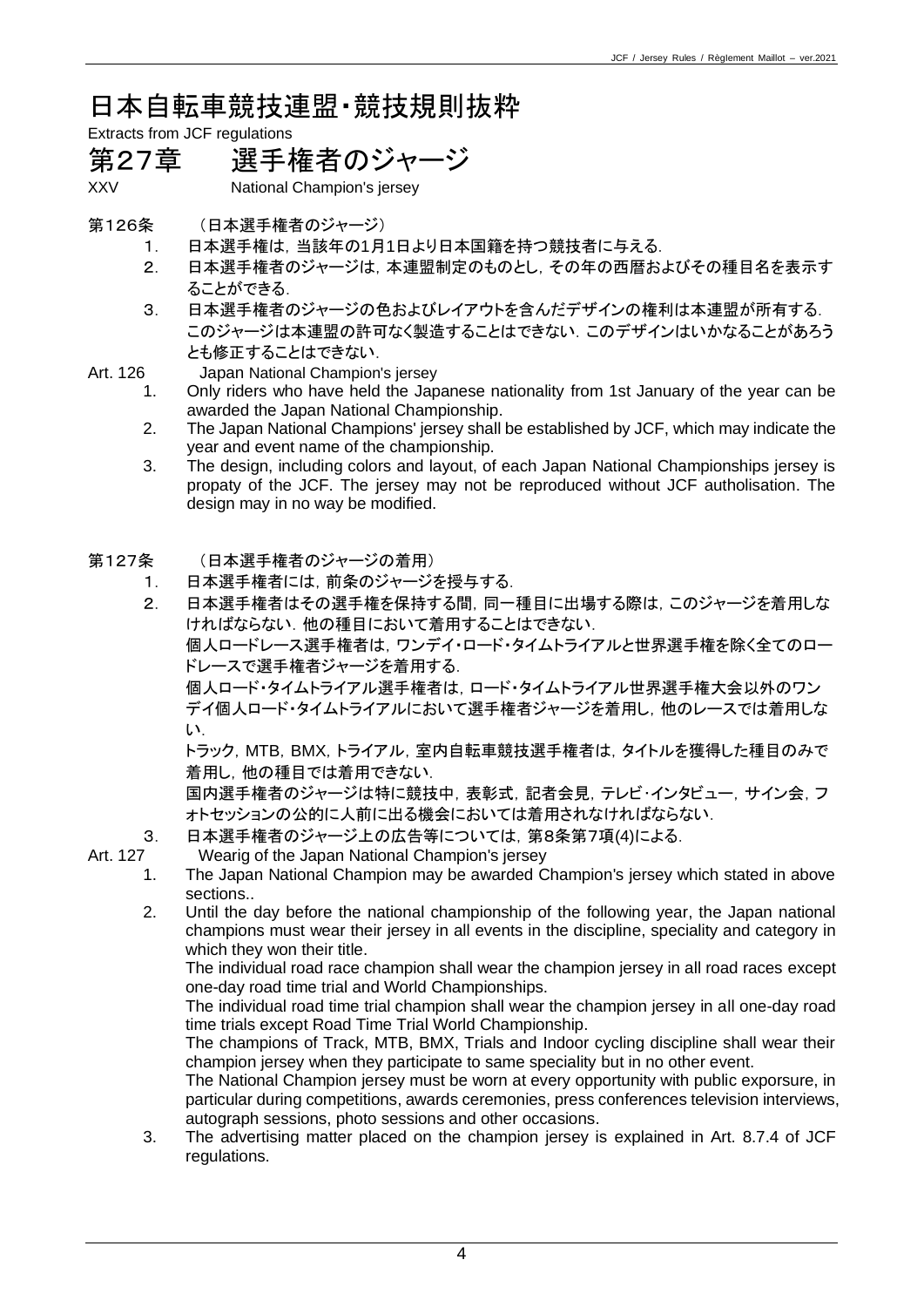# 日本自転車競技連盟・競技規則抜粋

Extracts from JCF regulations

## 第27章　選手権者のジャージ

XXV　National Champion's jersey

第126条　（日本選手権者のジャージ）

1. 日本選手権は，当該年の1月1日より日本国籍を持つ競技者に与える.
2. 日本選手権者のジャージは，本連盟制定のものとし，その年の西暦およびその種目名を表示することができる.
3. 日本選手権者のジャージの色およびレイアウトを含んだデザインの権利は本連盟が所有する. このジャージは本連盟の許可なく製造することはできない. このデザインはいかなることがあろうとも修正することはできない.

Art. 126　Japan National Champion's jersey

1. Only riders who have held the Japanese nationality from 1st January of the year can be awarded the Japan National Championship.
2. The Japan National Champions' jersey shall be established by JCF, which may indicate the year and event name of the championship.
3. The design, including colors and layout, of each Japan National Championships jersey is propaty of the JCF. The jersey may not be reproduced without JCF autholisation. The design may in no way be modified.

第127条　（日本選手権者のジャージの着用）

1. 日本選手権者には，前条のジャージを授与する.
2. 日本選手権者はその選手権を保持する間，同一種目に出場する際は，このジャージを着用しなければならない. 他の種目において着用することはできない.
   個人ロードレース選手権者は，ワンデイ・ロード・タイムトライアルと世界選手権を除く全てのロードレースで選手権者ジャージを着用する.
   個人ロード・タイムトライアル選手権者は，ロード・タイムトライアル世界選手権大会以外のワンデイ個人ロード・タイムトライアルにおいて選手権者ジャージを着用し，他のレースでは着用しない.
   トラック，MTB，BMX，トライアル，室内自転車競技選手権者は，タイトルを獲得した種目のみで着用し，他の種目では着用できない.
   国内選手権者のジャージは特に競技中，表彰式，記者会見，テレビ・インタビュー，サイン会，フォトセッションの公的に人前に出る機会においては着用されなければならない.
3. 日本選手権者のジャージ上の広告等については，第8条第7項(4)による.

Art. 127　Wearig of the Japan National Champion's jersey

1. The Japan National Champion may be awarded Champion's jersey which stated in above sections..
2. Until the day before the national championship of the following year, the Japan national champions must wear their jersey in all events in the discipline, speciality and category in which they won their title.
   The individual road race champion shall wear the champion jersey in all road races except one-day road time trial and World Championships.
   The individual road time trial champion shall wear the champion jersey in all one-day road time trials except Road Time Trial World Championship.
   The champions of Track, MTB, BMX, Trials and Indoor cycling discipline shall wear their champion jersey when they participate to same speciality but in no other event.
   The National Champion jersey must be worn at every opportunity with public exporsure, in particular during competitions, awards ceremonies, press conferences television interviews, autograph sessions, photo sessions and other occasions.
3. The advertising matter placed on the champion jersey is explained in Art. 8.7.4 of JCF regulations.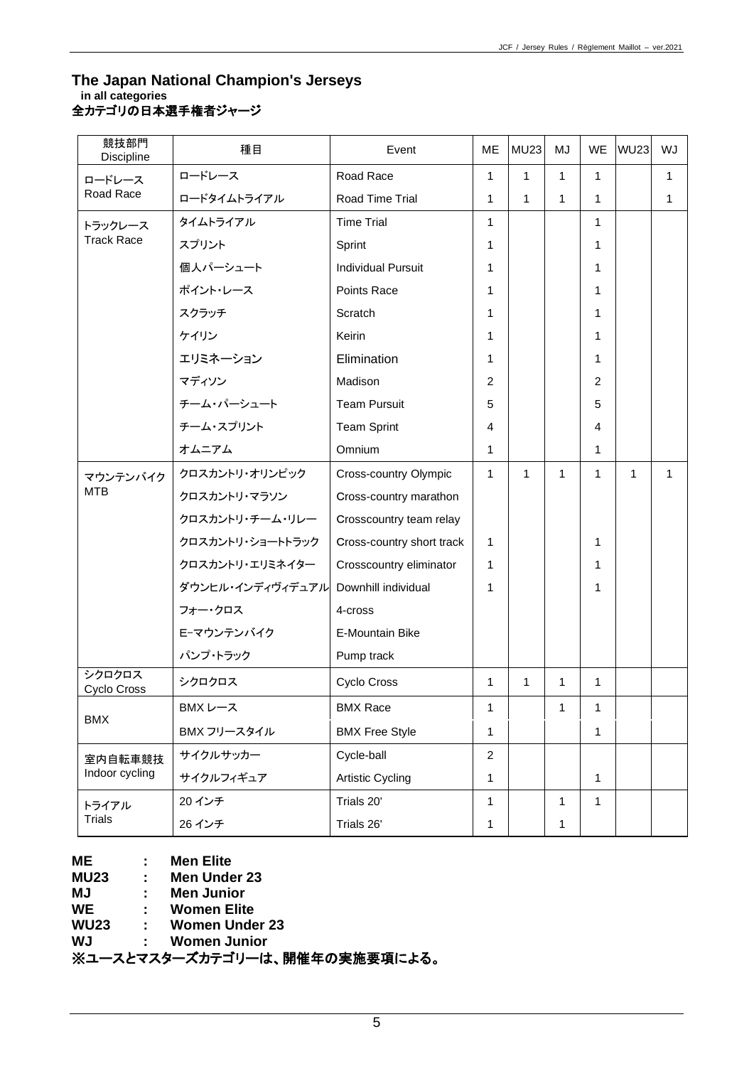# The Japan National Champion's Jerseys

**in all categories**

**全カテゴリの日本選手権者ジャージ**

| 競技部門 Discipline | 種目 | Event | ME | MU23 | MJ | WE | WU23 | WJ |
|---|---|---|---|---|---|---|---|---|
| ロードレース Road Race | ロードレース | Road Race | 1 | 1 | 1 | 1 | | 1 |
| | ロードタイムトライアル | Road Time Trial | 1 | 1 | 1 | 1 | | 1 |
| トラックレース Track Race | タイムトライアル | Time Trial | 1 | | | 1 | | |
| | スプリント | Sprint | 1 | | | 1 | | |
| | 個人パーシュート | Individual Pursuit | 1 | | | 1 | | |
| | ポイント・レース | Points Race | 1 | | | 1 | | |
| | スクラッチ | Scratch | 1 | | | 1 | | |
| | ケイリン | Keirin | 1 | | | 1 | | |
| | エリミネーション | Elimination | 1 | | | 1 | | |
| | マディソン | Madison | 2 | | | 2 | | |
| | チーム・パーシュート | Team Pursuit | 5 | | | 5 | | |
| | チーム・スプリント | Team Sprint | 4 | | | 4 | | |
| | オムニアム | Omnium | 1 | | | 1 | | |
| マウンテンバイク MTB | クロスカントリ・オリンピック | Cross-country Olympic | 1 | 1 | 1 | 1 | 1 | 1 |
| | クロスカントリ・マラソン | Cross-country marathon | | | | | | |
| | クロスカントリ・チーム・リレー | Crosscountry team relay | | | | | | |
| | クロスカントリ・ショートトラック | Cross-country short track | 1 | | | 1 | | |
| | クロスカントリ・エリミネイター | Crosscountry eliminator | 1 | | | 1 | | |
| | ダウンヒル・インディヴィデュアル | Downhill individual | 1 | | | 1 | | |
| | フォー・クロス | 4-cross | | | | | | |
| | E-マウンテンバイク | E-Mountain Bike | | | | | | |
| | パンプ・トラック | Pump track | | | | | | |
| シクロクロス Cyclo Cross | シクロクロス | Cyclo Cross | 1 | 1 | 1 | 1 | | |
| BMX | BMX レース | BMX Race | 1 | | 1 | 1 | | |
| | BMX フリースタイル | BMX Free Style | 1 | | | 1 | | |
| 室内自転車競技 Indoor cycling | サイクルサッカー | Cycle-ball | 2 | | | | | |
| | サイクルフィギュア | Artistic Cycling | 1 | | | 1 | | |
| トライアル Trials | 20 インチ | Trials 20' | 1 | | 1 | 1 | | |
| | 26 インチ | Trials 26' | 1 | | 1 | | | |

**ME : Men Elite**
**MU23 : Men Under 23**
**MJ : Men Junior**
**WE : Women Elite**
**WU23 : Women Under 23**
**WJ : Women Junior**

**※ユースとマスターズカテゴリーは、開催年の実施要項による。**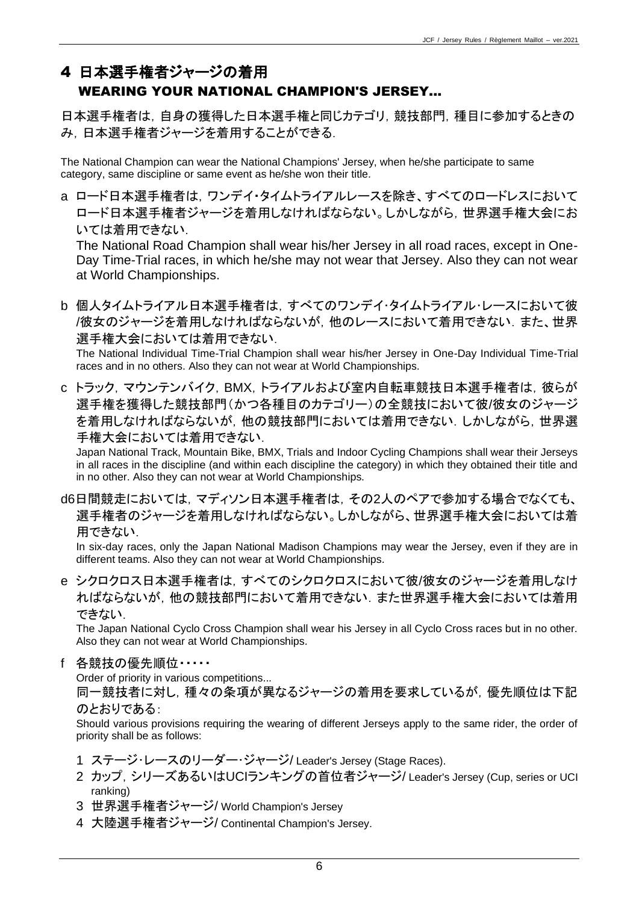# 4 日本選手権者ジャージの着用
## WEARING YOUR NATIONAL CHAMPION'S JERSEY…

日本選手権者は，自身の獲得した日本選手権と同じカテゴリ，競技部門，種目に参加するときのみ，日本選手権者ジャージを着用することができる.

The National Champion can wear the National Champions' Jersey, when he/she participate to same category, same discipline or same event as he/she won their title.

a ロード日本選手権者は，ワンデイ・タイムトライアルレースを除き、すべてのロードレスにおいてロード日本選手権者ジャージを着用しなければならない。しかしながら，世界選手権大会においては着用できない.

The National Road Champion shall wear his/her Jersey in all road races, except in One-Day Time-Trial races, in which he/she may not wear that Jersey. Also they can not wear at World Championships.

b 個人タイムトライアル日本選手権者は，すべてのワンデイ･タイムトライアル･レースにおいて彼/彼女のジャージを着用しなければならないが，他のレースにおいて着用できない. また、世界選手権大会においては着用できない.

The National Individual Time-Trial Champion shall wear his/her Jersey in One-Day Individual Time-Trial races and in no others. Also they can not wear at World Championships.

c トラック，マウンテンバイク，BMX，トライアルおよび室内自転車競技日本選手権者は，彼らが選手権を獲得した競技部門（かつ各種目のカテゴリー）の全競技において彼/彼女のジャージを着用しなければならないが，他の競技部門においては着用できない. しかしながら，世界選手権大会においては着用できない.

Japan National Track, Mountain Bike, BMX, Trials and Indoor Cycling Champions shall wear their Jerseys in all races in the discipline (and within each discipline the category) in which they obtained their title and in no other. Also they can not wear at World Championships.

d6日間競走においては，マディソン日本選手権者は，その2人のペアで参加する場合でなくても、選手権者のジャージを着用しなければならない。しかしながら、世界選手権大会においては着用できない.

In six-day races, only the Japan National Madison Champions may wear the Jersey, even if they are in different teams. Also they can not wear at World Championships.

e シクロクロス日本選手権者は，すべてのシクロクロスにおいて彼/彼女のジャージを着用しなければならないが，他の競技部門において着用できない. また世界選手権大会においては着用できない.

The Japan National Cyclo Cross Champion shall wear his Jersey in all Cyclo Cross races but in no other. Also they can not wear at World Championships.

f 各競技の優先順位・・・・・

Order of priority in various competitions...

同一競技者に対し，種々の条項が異なるジャージの着用を要求しているが，優先順位は下記のとおりである：

Should various provisions requiring the wearing of different Jerseys apply to the same rider, the order of priority shall be as follows:

1 ステージ･レースのリーダー･ジャージ/ Leader's Jersey (Stage Races).
2 カップ，シリーズあるいはUCIランキングの首位者ジャージ/ Leader's Jersey (Cup, series or UCI ranking)
3 世界選手権者ジャージ/ World Champion's Jersey
4 大陸選手権者ジャージ/ Continental Champion's Jersey.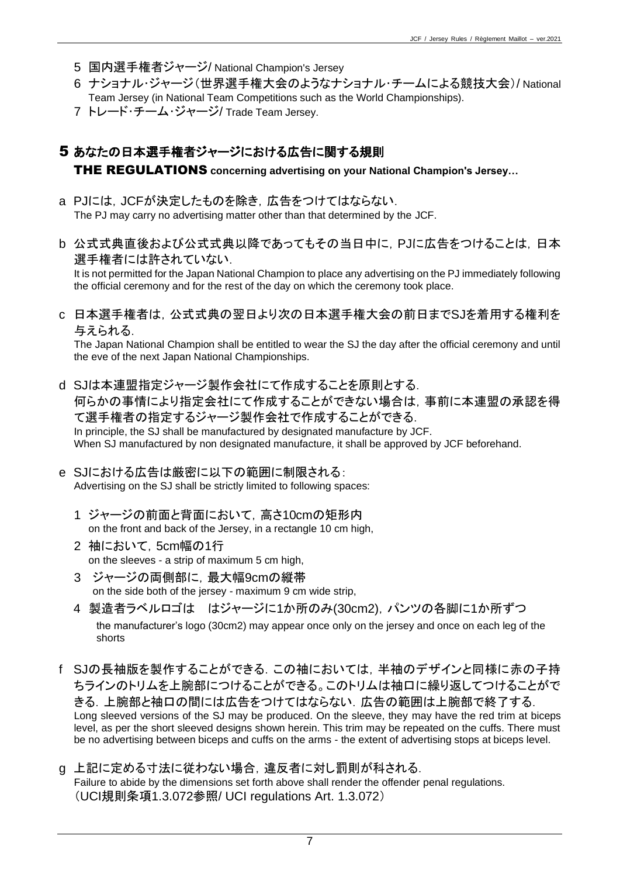5 国内選手権者ジャージ/ National Champion's Jersey

6 ナショナル･ジャージ（世界選手権大会のようなナショナル･チームによる競技大会）/ National Team Jersey (in National Team Competitions such as the World Championships).

7 トレード･チーム･ジャージ/ Trade Team Jersey.

## 5 あなたの日本選手権者ジャージにおける広告に関する規則

### THE REGULATIONS concerning advertising on your National Champion's Jersey…

a PJには，JCFが決定したものを除き，広告をつけてはならない．
The PJ may carry no advertising matter other than that determined by the JCF.

b 公式式典直後および公式式典以降であってもその当日中に，PJに広告をつけることは，日本選手権者には許されていない．
It is not permitted for the Japan National Champion to place any advertising on the PJ immediately following the official ceremony and for the rest of the day on which the ceremony took place.

c 日本選手権者は，公式式典の翌日より次の日本選手権大会の前日までSJを着用する権利を与えられる．
The Japan National Champion shall be entitled to wear the SJ the day after the official ceremony and until the eve of the next Japan National Championships.

d SJは本連盟指定ジャージ製作会社にて作成することを原則とする．
何らかの事情により指定会社にて作成することができない場合は，事前に本連盟の承認を得て選手権者の指定するジャージ製作会社で作成することができる．
In principle, the SJ shall be manufactured by designated manufacture by JCF.
When SJ manufactured by non designated manufacture, it shall be approved by JCF beforehand.

e SJにおける広告は厳密に以下の範囲に制限される：
Advertising on the SJ shall be strictly limited to following spaces:

1 ジャージの前面と背面において，高さ10cmの矩形内
on the front and back of the Jersey, in a rectangle 10 cm high,

2 袖において，5cm幅の1行
on the sleeves - a strip of maximum 5 cm high,

3 ジャージの両側部に，最大幅9cmの縦帯
on the side both of the jersey - maximum 9 cm wide strip,

4 製造者ラベルロゴは　はジャージに1か所のみ(30cm2)，パンツの各脚に1か所ずつ
the manufacturer's logo (30cm2) may appear once only on the jersey and once on each leg of the shorts

f SJの長袖版を製作することができる．この袖においては，半袖のデザインと同様に赤の子持ちラインのトリムを上腕部につけることができる。このトリムは袖口に繰り返してつけることができる．上腕部と袖口の間には広告をつけてはならない．広告の範囲は上腕部で終了する．
Long sleeved versions of the SJ may be produced. On the sleeve, they may have the red trim at biceps level, as per the short sleeved designs shown herein. This trim may be repeated on the cuffs. There must be no advertising between biceps and cuffs on the arms - the extent of advertising stops at biceps level.

g 上記に定める寸法に従わない場合，違反者に対し罰則が科される．
Failure to abide by the dimensions set forth above shall render the offender penal regulations.
（UCI規則条項1.3.072参照/ UCI regulations Art. 1.3.072）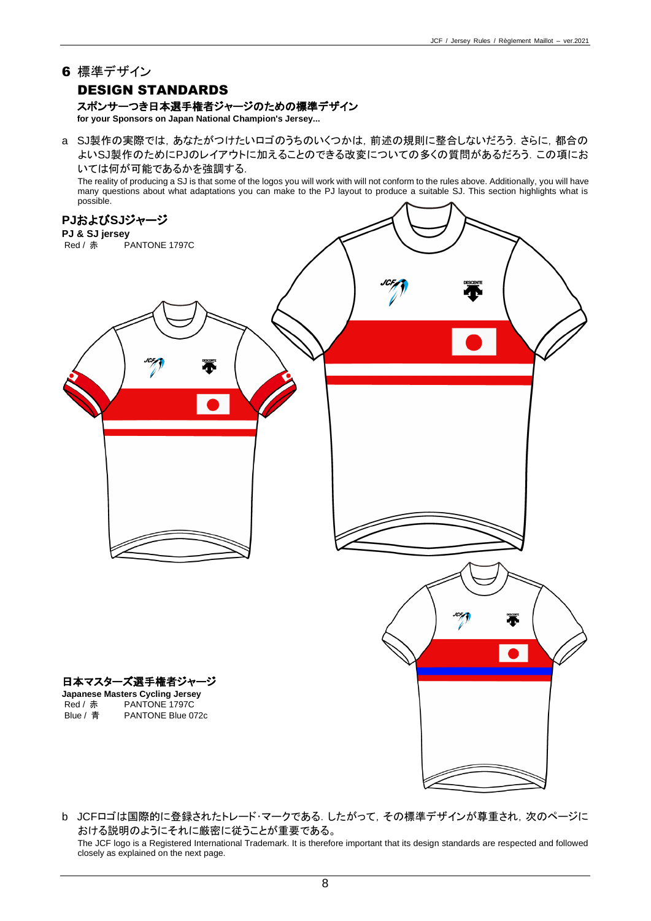# 6 標準デザイン

## DESIGN STANDARDS

### スポンサーつき日本選手権者ジャージのための標準デザイン

**for your Sponsors on Japan National Champion's Jersey...**

a SJ製作の実際では，あなたがつけたいロゴのうちのいくつかは，前述の規則に整合しないだろう．さらに，都合のよいSJ製作のためにPJのレイアウトに加えることのできる改変についての多くの質問があるだろう．この項においては何が可能であるかを強調する．

The reality of producing a SJ is that some of the logos you will work with will not conform to the rules above. Additionally, you will have many questions about what adaptations you can make to the PJ layout to produce a suitable SJ. This section highlights what is possible.

### PJおよびSJジャージ

**PJ & SJ jersey**

Red / 赤　　PANTONE 1797C

### 日本マスターズ選手権者ジャージ

**Japanese Masters Cycling Jersey**

Red / 赤　　PANTONE 1797C

Blue / 青　　PANTONE Blue 072c

b JCFロゴは国際的に登録されたトレード･マークである．したがって，その標準デザインが尊重され，次のページにおける説明のようにそれに厳密に従うことが重要である。

The JCF logo is a Registered International Trademark. It is therefore important that its design standards are respected and followed closely as explained on the next page.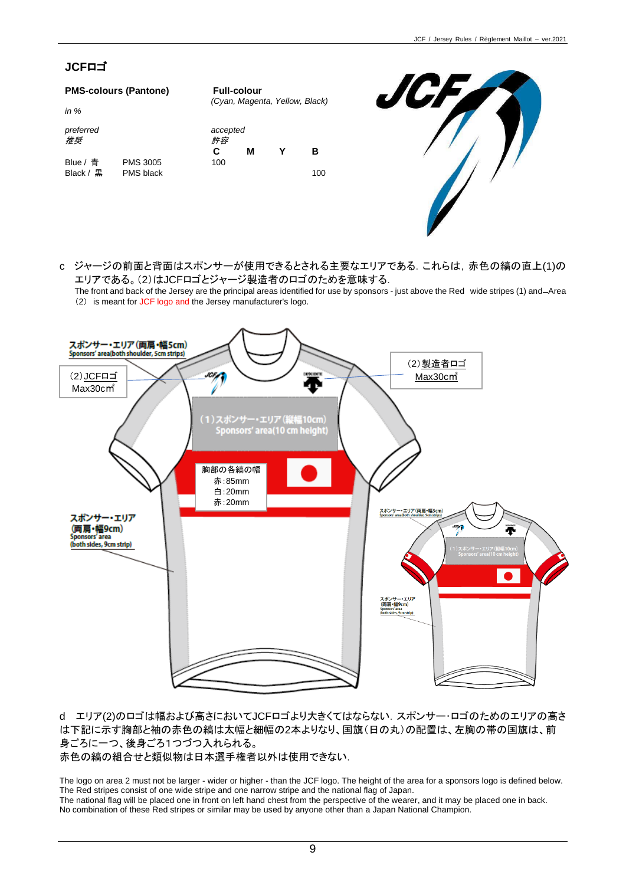## JCFロゴ

| PMS-colours (Pantone) | | Full-colour (Cyan, Magenta, Yellow, Black) | | | |
|---|---|---|---|---|---|
| *in %* | | | | | |
| *preferred 推奨* | | *accepted 許容* | | | |
| | | C | M | Y | B |
| Blue / 青 | PMS 3005 | 100 | | | |
| Black / 黒 | PMS black | | | | 100 |

c　ジャージの前面と背面はスポンサーが使用できるとされる主要なエリアである. これらは，赤色の縞の直上(1)のエリアである。(2)はJCFロゴとジャージ製造者のロゴのためを意味する.

The front and back of the Jersey are the principal areas identified for use by sponsors - just above the Red wide stripes (1) and Area (2) is meant for JCF logo and the Jersey manufacturer's logo.

スポンサー・エリア(両肩・幅5cm) Sponsors' area(both shoulder, 5cm strips)

(2)JCFロゴ Max30cm²

(2)製造者ロゴ Max30cm²

(1)スポンサー・エリア(縦幅10cm) Sponsors' area(10 cm height)

胸部の各縞の幅
赤:85mm
白:20mm
赤:20mm

スポンサー・エリア(両肩・幅9cm) Sponsors' area (both sides, 9cm strip)

d　エリア(2)のロゴは幅および高さにおいてJCFロゴより大きくてはならない. スポンサー･ロゴのためのエリアの高さは下記に示す胸部と袖の赤色の縞は太幅と細幅の2本よりなり、国旗（日の丸）の配置は、左胸の帯の国旗は、前身ごろに一つ、後身ごろ1つづつ入れられる。
赤色の縞の組合せと類似物は日本選手権者以外は使用できない.

The logo on area 2 must not be larger - wider or higher - than the JCF logo. The height of the area for a sponsors logo is defined below.
The Red stripes consist of one wide stripe and one narrow stripe and the national flag of Japan.
The national flag will be placed one in front on left hand chest from the perspective of the wearer, and it may be placed one in back.
No combination of these Red stripes or similar may be used by anyone other than a Japan National Champion.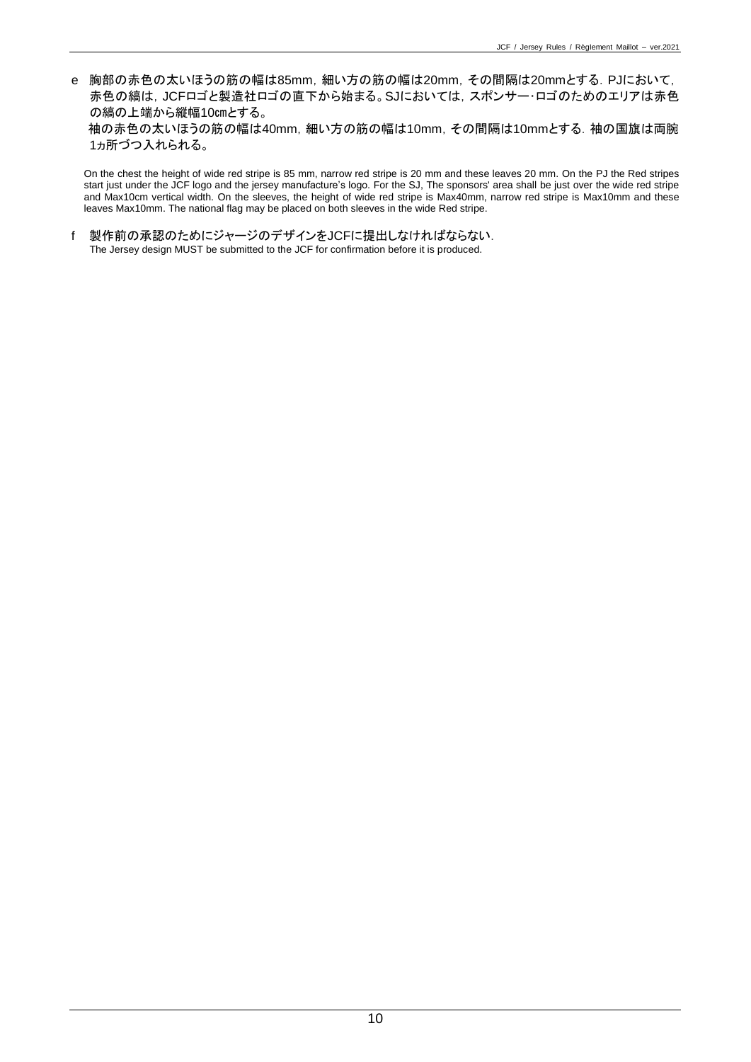e 胸部の赤色の太いほうの筋の幅は85mm，細い方の筋の幅は20mm，その間隔は20mmとする．PJにおいて，赤色の縞は，JCFロゴと製造社ロゴの直下から始まる。SJにおいては，スポンサー･ロゴのためのエリアは赤色の縞の上端から縦幅10㎝とする。

袖の赤色の太いほうの筋の幅は40mm，細い方の筋の幅は10mm，その間隔は10mmとする．袖の国旗は両腕1ヵ所づつ入れられる。

On the chest the height of wide red stripe is 85 mm, narrow red stripe is 20 mm and these leaves 20 mm. On the PJ the Red stripes start just under the JCF logo and the jersey manufacture's logo. For the SJ, The sponsors' area shall be just over the wide red stripe and Max10cm vertical width. On the sleeves, the height of wide red stripe is Max40mm, narrow red stripe is Max10mm and these leaves Max10mm. The national flag may be placed on both sleeves in the wide Red stripe.

f 製作前の承認のためにジャージのデザインをJCFに提出しなければならない．

The Jersey design MUST be submitted to the JCF for confirmation before it is produced.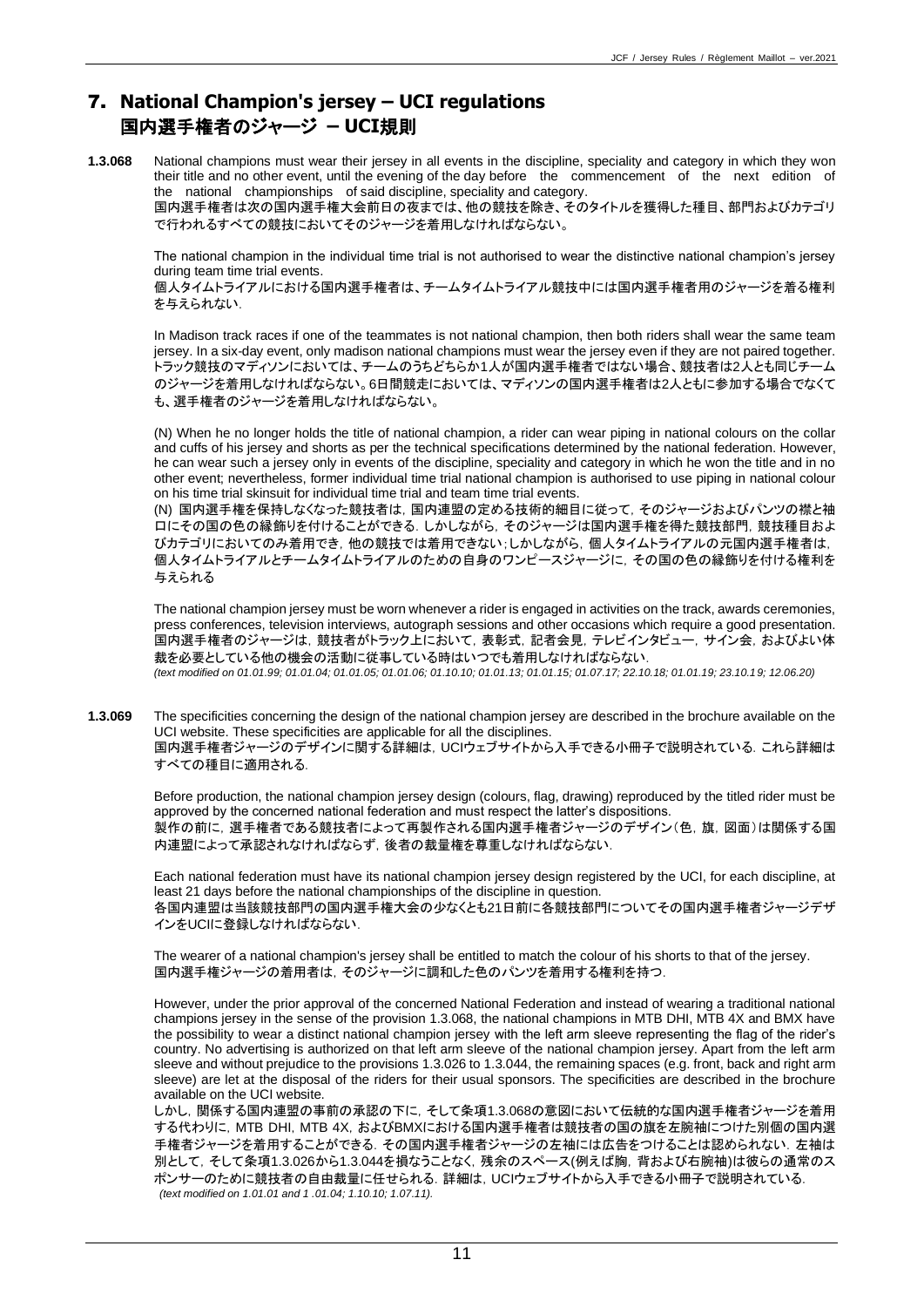## 7. National Champion's jersey – UCI regulations 国内選手権者のジャージ － UCI規則

**1.3.068** National champions must wear their jersey in all events in the discipline, speciality and category in which they won their title and no other event, until the evening of the day before the commencement of the next edition of the national championships of said discipline, speciality and category.
国内選手権者は次の国内選手権大会前日の夜までは、他の競技を除き、そのタイトルを獲得した種目、部門およびカテゴリで行われるすべての競技においてそのジャージを着用しなければならない。

The national champion in the individual time trial is not authorised to wear the distinctive national champion's jersey during team time trial events.
個人タイムトライアルにおける国内選手権者は、チームタイムトライアル競技中には国内選手権者用のジャージを着る権利を与えられない.

In Madison track races if one of the teammates is not national champion, then both riders shall wear the same team jersey. In a six-day event, only madison national champions must wear the jersey even if they are not paired together.
トラック競技のマディソンにおいては、チームのうちどちらか1人が国内選手権者ではない場合、競技者は2人とも同じチームのジャージを着用しなければならない。6日間競走においては、マディソンの国内選手権者は2人ともに参加する場合でなくても、選手権者のジャージを着用しなければならない。

(N) When he no longer holds the title of national champion, a rider can wear piping in national colours on the collar and cuffs of his jersey and shorts as per the technical specifications determined by the national federation. However, he can wear such a jersey only in events of the discipline, speciality and category in which he won the title and in no other event; nevertheless, former individual time trial national champion is authorised to use piping in national colour on his time trial skinsuit for individual time trial and team time trial events.
(N) 国内選手権を保持しなくなった競技者は，国内連盟の定める技術的細目に従って，そのジャージおよびパンツの襟と袖口にその国の色の縁飾りを付けることができる．しかしながら，そのジャージは国内選手権を得た競技部門，競技種目およびカテゴリにおいてのみ着用でき，他の競技では着用できない；しかしながら，個人タイムトライアルの元国内選手権者は，個人タイムトライアルとチームタイムトライアルのための自身のワンピースジャージに，その国の色の縁飾りを付ける権利を与えられる

The national champion jersey must be worn whenever a rider is engaged in activities on the track, awards ceremonies, press conferences, television interviews, autograph sessions and other occasions which require a good presentation.
国内選手権者のジャージは，競技者がトラック上において，表彰式，記者会見，テレビインタビュー，サイン会，およびよい体裁を必要としている他の機会の活動に従事している時はいつでも着用しなければならない．
*(text modified on 01.01.99; 01.01.04; 01.01.05; 01.01.06; 01.10.10; 01.01.13; 01.01.15; 01.07.17; 22.10.18; 01.01.19; 23.10.19; 12.06.20)*

**1.3.069** The specificities concerning the design of the national champion jersey are described in the brochure available on the UCI website. These specificities are applicable for all the disciplines.
国内選手権者ジャージのデザインに関する詳細は，UCIウェブサイトから入手できる小冊子で説明されている．これら詳細はすべての種目に適用される．

Before production, the national champion jersey design (colours, flag, drawing) reproduced by the titled rider must be approved by the concerned national federation and must respect the latter's dispositions.
製作の前に，選手権者である競技者によって再製作される国内選手権者ジャージのデザイン（色，旗，図面）は関係する国内連盟によって承認されなければならず，後者の裁量権を尊重しなければならない．

Each national federation must have its national champion jersey design registered by the UCI, for each discipline, at least 21 days before the national championships of the discipline in question.
各国内連盟は当該競技部門の国内選手権大会の少なくとも21日前に各競技部門についてその国内選手権者ジャージデザインをUCIに登録しなければならない．

The wearer of a national champion's jersey shall be entitled to match the colour of his shorts to that of the jersey.
国内選手権ジャージの着用者は，そのジャージに調和した色のパンツを着用する権利を持つ．

However, under the prior approval of the concerned National Federation and instead of wearing a traditional national champions jersey in the sense of the provision 1.3.068, the national champions in MTB DHI, MTB 4X and BMX have the possibility to wear a distinct national champion jersey with the left arm sleeve representing the flag of the rider's country. No advertising is authorized on that left arm sleeve of the national champion jersey. Apart from the left arm sleeve and without prejudice to the provisions 1.3.026 to 1.3.044, the remaining spaces (e.g. front, back and right arm sleeve) are let at the disposal of the riders for their usual sponsors. The specificities are described in the brochure available on the UCI website.
しかし，関係する国内連盟の事前の承認の下に，そして条項1.3.068の意図において伝統的な国内選手権者ジャージを着用する代わりに，MTB DHI，MTB 4X，およびBMXにおける国内選手権者は競技者の国の旗を左腕袖につけた別個の国内選手権者ジャージを着用することができる．その国内選手権者ジャージの左袖には広告をつけることは認められない．左袖は別として，そして条項1.3.026から1.3.044を損なうことなく，残余のスペース(例えば胸，背および右腕袖)は彼らの通常のスポンサーのために競技者の自由裁量に任せられる．詳細は，UCIウェブサイトから入手できる小冊子で説明されている．
*(text modified on 1.01.01 and 1 .01.04; 1.10.10; 1.07.11).*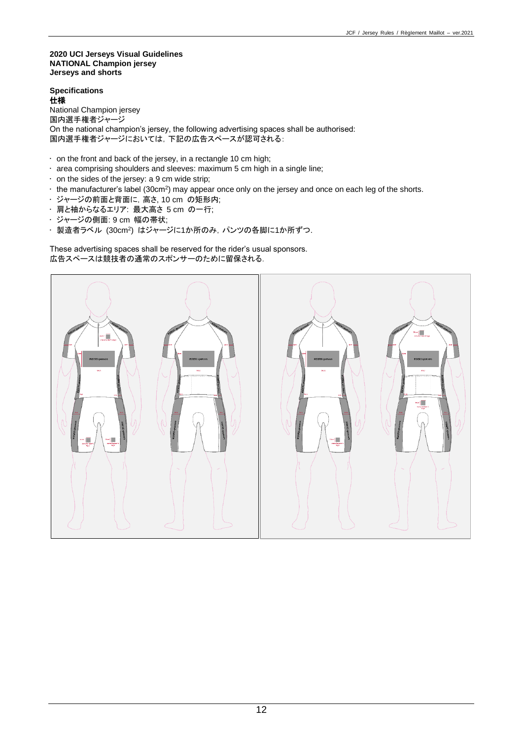**2020 UCI Jerseys Visual Guidelines**
**NATIONAL Champion jersey**
**Jerseys and shorts**

**Specifications**
**仕様**

National Champion jersey
国内選手権者ジャージ
On the national champion's jersey, the following advertising spaces shall be authorised:
国内選手権者ジャージにおいては，下記の広告スペースが認可される：

- on the front and back of the jersey, in a rectangle 10 cm high;
- area comprising shoulders and sleeves: maximum 5 cm high in a single line;
- on the sides of the jersey: a 9 cm wide strip;
- the manufacturer's label (30cm²) may appear once only on the jersey and once on each leg of the shorts.
- ジャージの前面と背面に，高さ, 10 cm の矩形内;
- 肩と袖からなるエリア: 最大高さ 5 cm の一行;
- ジャージの側面: 9 cm 幅の帯状;
- 製造者ラベル (30cm²) はジャージに1か所のみ，パンツの各脚に1か所ずつ.

These advertising spaces shall be reserved for the rider's usual sponsors.
広告スペースは競技者の通常のスポンサーのために留保される.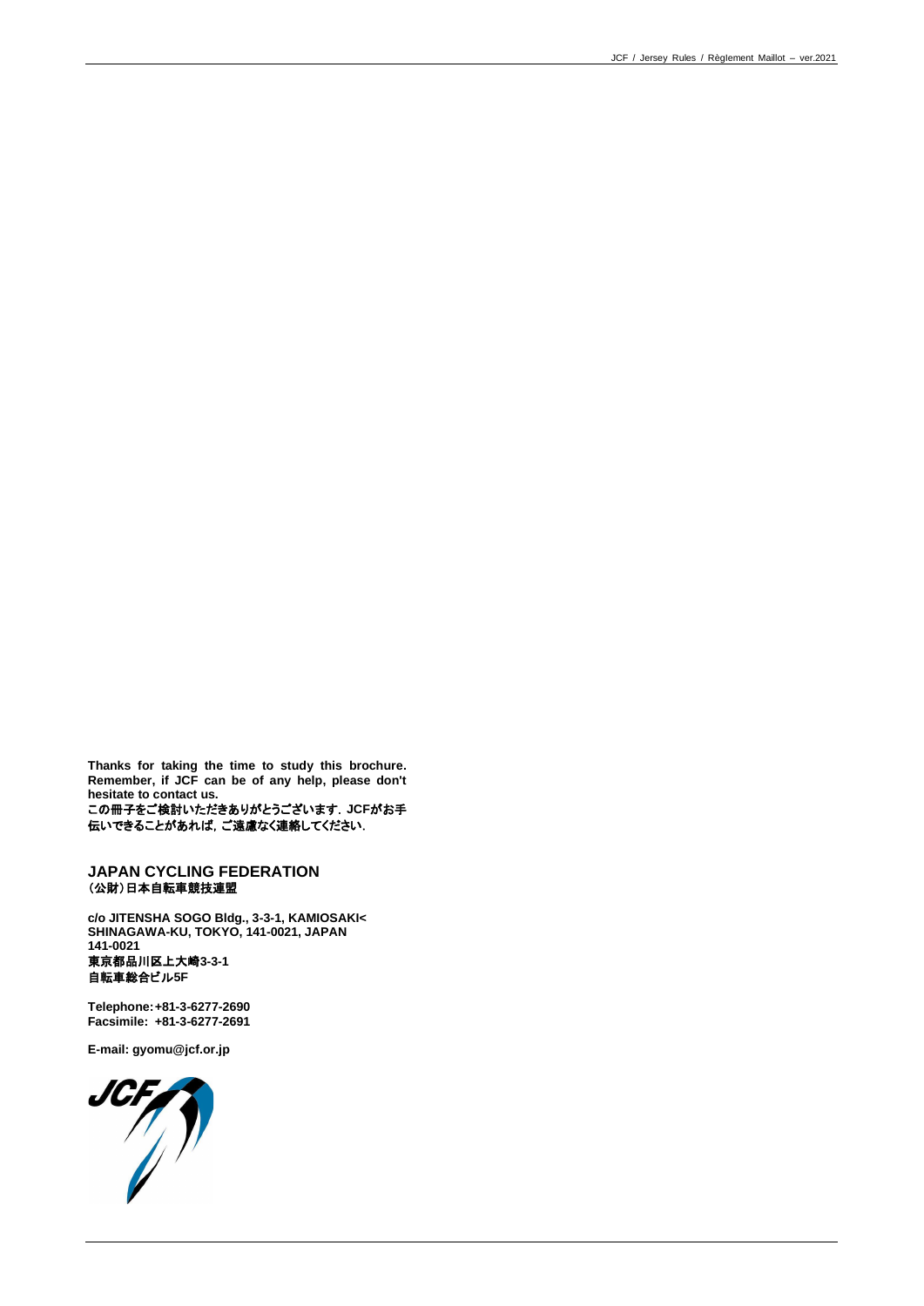**Thanks for taking the time to study this brochure. Remember, if JCF can be of any help, please don't hesitate to contact us.**
**この冊子をご検討いただきありがとうございます．JCFがお手伝いできることがあれば，ご遠慮なく連絡してください．**

**JAPAN CYCLING FEDERATION**
**（公財）日本自転車競技連盟**

**c/o JITENSHA SOGO Bldg., 3-3-1, KAMIOSAKI<**
**SHINAGAWA-KU, TOKYO, 141-0021, JAPAN**
**141-0021**
**東京都品川区上大崎3-3-1**
**自転車総合ビル5F**

**Telephone: +81-3-6277-2690**
**Facsimile: +81-3-6277-2691**

**E-mail: gyomu@jcf.or.jp**

JCF